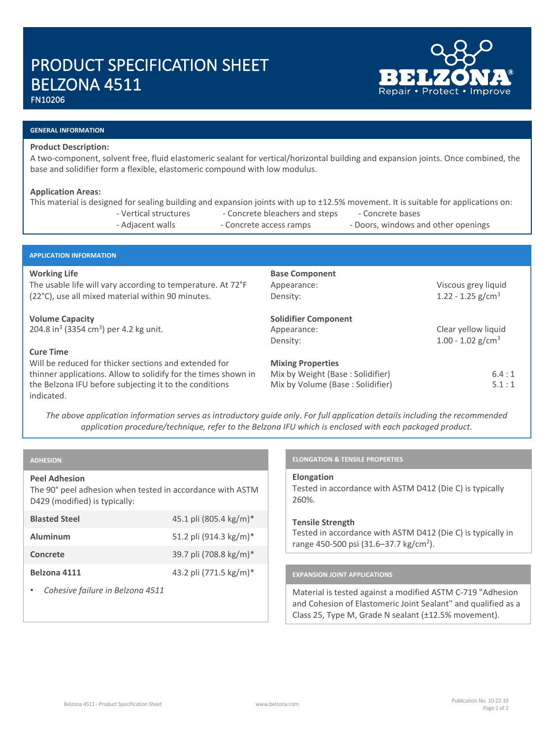# PRODUCT SPECIFICATION SHEET
# BELZONA 4511

FN10206

## GENERAL INFORMATION

**Product Description:**

A two-component, solvent free, fluid elastomeric sealant for vertical/horizontal building and expansion joints. Once combined, the base and solidifier form a flexible, elastomeric compound with low modulus.

**Application Areas:**

This material is designed for sealing building and expansion joints with up to ±12.5% movement. It is suitable for applications on:

- Vertical structures
- Concrete bleachers and steps
- Concrete bases
- Adjacent walls
- Concrete access ramps
- Doors, windows and other openings

## APPLICATION INFORMATION

**Working Life**

The usable life will vary according to temperature. At 72°F (22°C), use all mixed material within 90 minutes.

**Volume Capacity**

204.8 in$^3$ (3354 cm$^3$) per 4.2 kg unit.

**Cure Time**

Will be reduced for thicker sections and extended for thinner applications. Allow to solidify for the times shown in the Belzona IFU before subjecting it to the conditions indicated.

**Base Component**

| | |
|---|---|
| Appearance: | Viscous grey liquid |
| Density: | 1.22 - 1.25 g/cm$^3$ |

**Solidifier Component**

| | |
|---|---|
| Appearance: | Clear yellow liquid |
| Density: | 1.00 - 1.02 g/cm$^3$ |

**Mixing Properties**

| | |
|---|---|
| Mix by Weight (Base : Solidifier) | 6.4 : 1 |
| Mix by Volume (Base : Solidifier) | 5.1 : 1 |

*The above application information serves as introductory guide only. For full application details including the recommended application procedure/technique, refer to the Belzona IFU which is enclosed with each packaged product.*

## ADHESION

**Peel Adhesion**

The 90° peel adhesion when tested in accordance with ASTM D429 (modified) is typically:

| | |
|---|---|
| **Blasted Steel** | 45.1 pli (805.4 kg/m)* |
| **Aluminum** | 51.2 pli (914.3 kg/m)* |
| **Concrete** | 39.7 pli (708.8 kg/m)* |
| **Belzona 4111** | 43.2 pli (771.5 kg/m)* |

- *Cohesive failure in Belzona 4511*

## ELONGATION & TENSILE PROPERTIES

**Elongation**

Tested in accordance with ASTM D412 (Die C) is typically 260%.

**Tensile Strength**

Tested in accordance with ASTM D412 (Die C) is typically in range 450-500 psi (31.6–37.7 kg/cm$^2$).

## EXPANSION JOINT APPLICATIONS

Material is tested against a modified ASTM C-719 "Adhesion and Cohesion of Elastomeric Joint Sealant" and qualified as a Class 25, Type M, Grade N sealant (±12.5% movement).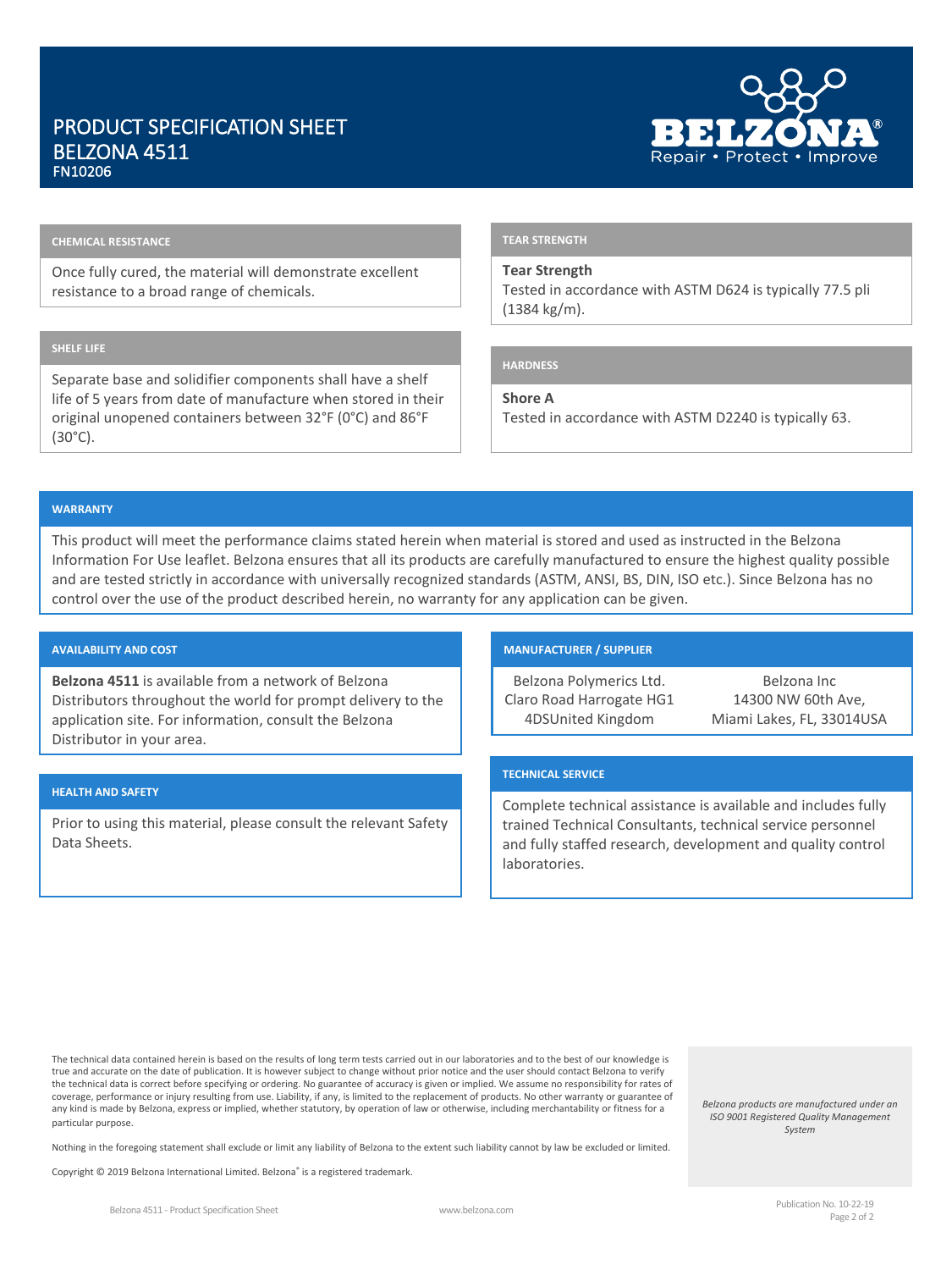# PRODUCT SPECIFICATION SHEET
# BELZONA 4511
FN10206

## CHEMICAL RESISTANCE

Once fully cured, the material will demonstrate excellent resistance to a broad range of chemicals.

## SHELF LIFE

Separate base and solidifier components shall have a shelf life of 5 years from date of manufacture when stored in their original unopened containers between 32°F (0°C) and 86°F (30°C).

## TEAR STRENGTH

**Tear Strength**
Tested in accordance with ASTM D624 is typically 77.5 pli (1384 kg/m).

## HARDNESS

**Shore A**
Tested in accordance with ASTM D2240 is typically 63.

## WARRANTY

This product will meet the performance claims stated herein when material is stored and used as instructed in the Belzona Information For Use leaflet. Belzona ensures that all its products are carefully manufactured to ensure the highest quality possible and are tested strictly in accordance with universally recognized standards (ASTM, ANSI, BS, DIN, ISO etc.). Since Belzona has no control over the use of the product described herein, no warranty for any application can be given.

## AVAILABILITY AND COST

**Belzona 4511** is available from a network of Belzona Distributors throughout the world for prompt delivery to the application site. For information, consult the Belzona Distributor in your area.

## HEALTH AND SAFETY

Prior to using this material, please consult the relevant Safety Data Sheets.

## MANUFACTURER / SUPPLIER

Belzona Polymerics Ltd.
Claro Road Harrogate HG1 4DSUnited Kingdom

Belzona Inc
14300 NW 60th Ave,
Miami Lakes, FL, 33014USA

## TECHNICAL SERVICE

Complete technical assistance is available and includes fully trained Technical Consultants, technical service personnel and fully staffed research, development and quality control laboratories.

The technical data contained herein is based on the results of long term tests carried out in our laboratories and to the best of our knowledge is true and accurate on the date of publication. It is however subject to change without prior notice and the user should contact Belzona to verify the technical data is correct before specifying or ordering. No guarantee of accuracy is given or implied. We assume no responsibility for rates of coverage, performance or injury resulting from use. Liability, if any, is limited to the replacement of products. No other warranty or guarantee of any kind is made by Belzona, express or implied, whether statutory, by operation of law or otherwise, including merchantability or fitness for a particular purpose.

Nothing in the foregoing statement shall exclude or limit any liability of Belzona to the extent such liability cannot by law be excluded or limited.

Copyright © 2019 Belzona International Limited. Belzona® is a registered trademark.

*Belzona products are manufactured under an ISO 9001 Registered Quality Management System*

Publication No. 10-22-19